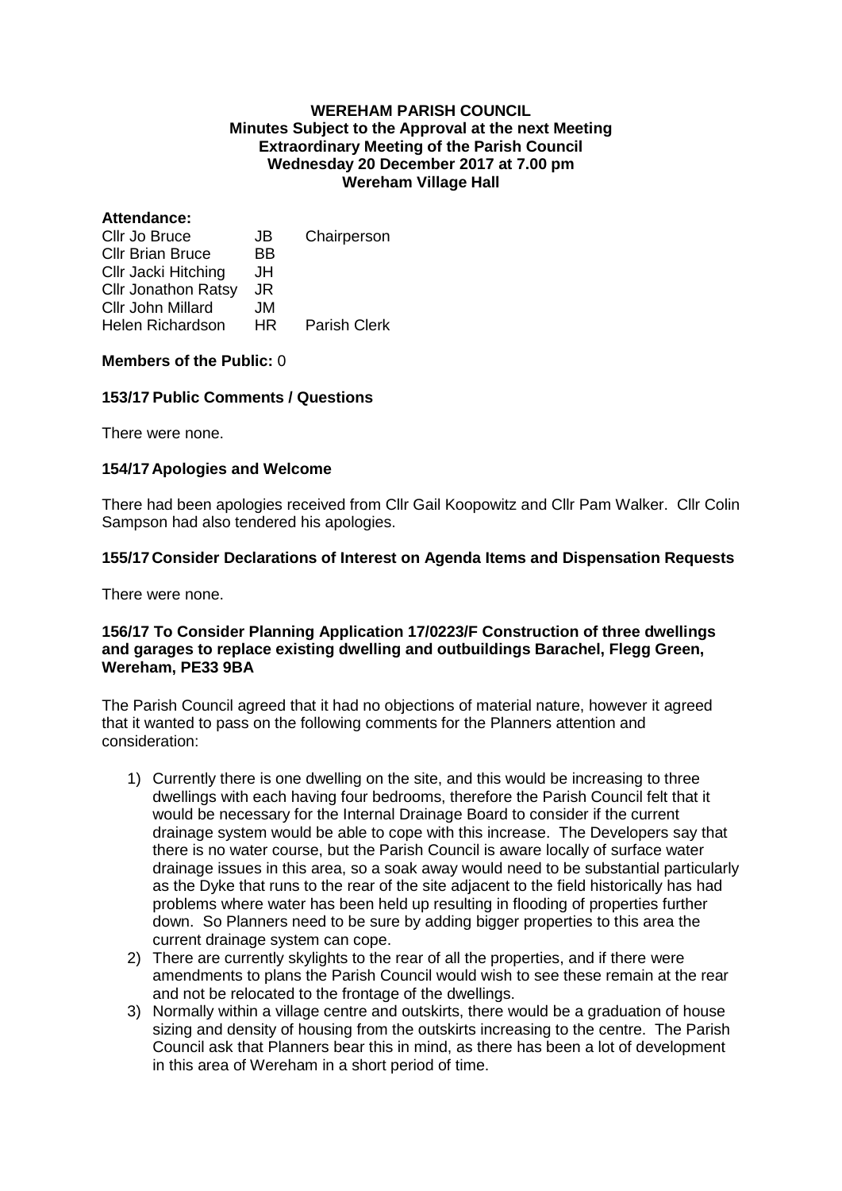**WEREHAM PARISH COUNCIL**
**Minutes Subject to the Approval at the next Meeting**
**Extraordinary Meeting of the Parish Council**
**Wednesday 20 December 2017 at 7.00 pm**
**Wereham Village Hall**

**Attendance:**

| | | |
|---|---|---|
| Cllr Jo Bruce | JB | Chairperson |
| Cllr Brian Bruce | BB | |
| Cllr Jacki Hitching | JH | |
| Cllr Jonathon Ratsy | JR | |
| Cllr John Millard | JM | |
| Helen Richardson | HR | Parish Clerk |

**Members of the Public:** 0

**153/17 Public Comments / Questions**

There were none.

**154/17 Apologies and Welcome**

There had been apologies received from Cllr Gail Koopowitz and Cllr Pam Walker. Cllr Colin Sampson had also tendered his apologies.

**155/17 Consider Declarations of Interest on Agenda Items and Dispensation Requests**

There were none.

**156/17 To Consider Planning Application 17/0223/F Construction of three dwellings and garages to replace existing dwelling and outbuildings Barachel, Flegg Green, Wereham, PE33 9BA**

The Parish Council agreed that it had no objections of material nature, however it agreed that it wanted to pass on the following comments for the Planners attention and consideration:

1) Currently there is one dwelling on the site, and this would be increasing to three dwellings with each having four bedrooms, therefore the Parish Council felt that it would be necessary for the Internal Drainage Board to consider if the current drainage system would be able to cope with this increase. The Developers say that there is no water course, but the Parish Council is aware locally of surface water drainage issues in this area, so a soak away would need to be substantial particularly as the Dyke that runs to the rear of the site adjacent to the field historically has had problems where water has been held up resulting in flooding of properties further down. So Planners need to be sure by adding bigger properties to this area the current drainage system can cope.
2) There are currently skylights to the rear of all the properties, and if there were amendments to plans the Parish Council would wish to see these remain at the rear and not be relocated to the frontage of the dwellings.
3) Normally within a village centre and outskirts, there would be a graduation of house sizing and density of housing from the outskirts increasing to the centre. The Parish Council ask that Planners bear this in mind, as there has been a lot of development in this area of Wereham in a short period of time.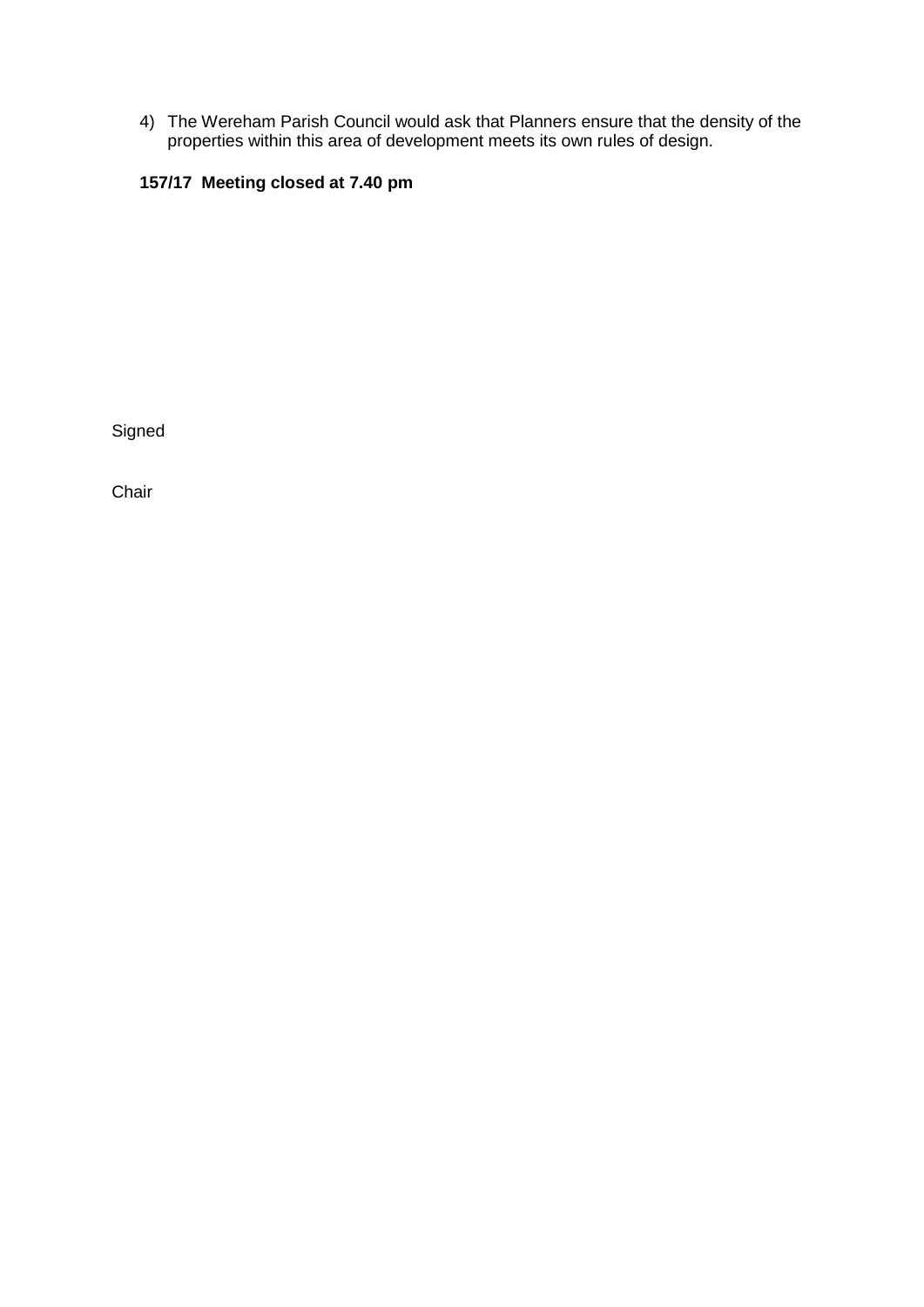4) The Wereham Parish Council would ask that Planners ensure that the density of the properties within this area of development meets its own rules of design.

**157/17 Meeting closed at 7.40 pm**

Signed

Chair